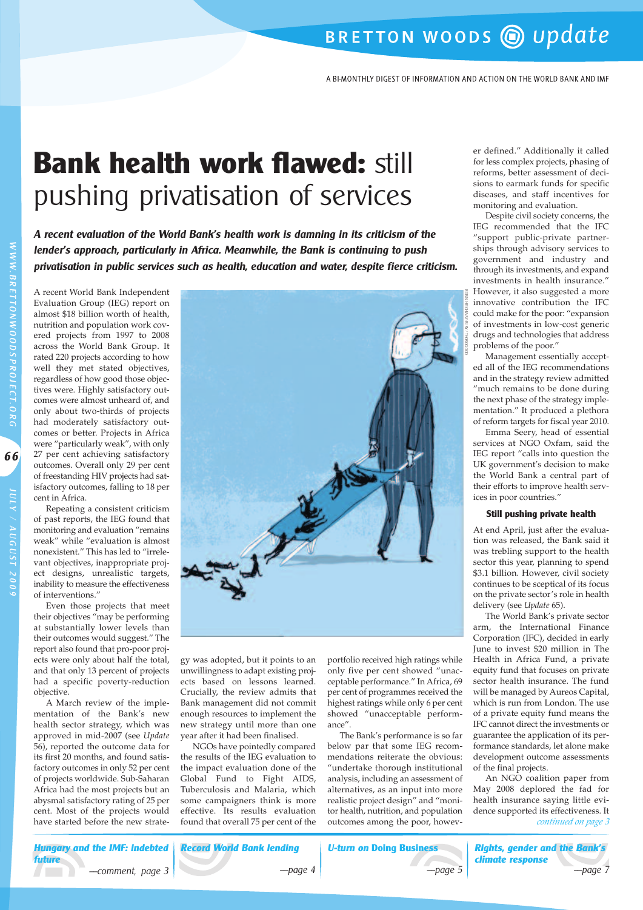# BRETTON WOODS update

A BI-MONTHLY DIGEST OF INFORMATION AND ACTION ON THE WORLD BANK AND IMF

# **Bank health work flawed:** still pushing privatisation of services

***A recent evaluation of the World Bank's health work is damning in its criticism of the lender's approach, particularly in Africa. Meanwhile, the Bank is continuing to push privatisation in public services such as health, education and water, despite fierce criticism.***

A recent World Bank Independent Evaluation Group (IEG) report on almost $18 billion worth of health, nutrition and population work covered projects from 1997 to 2008 across the World Bank Group. It rated 220 projects according to how well they met stated objectives, regardless of how good those objectives were. Highly satisfactory outcomes were almost unheard of, and only about two-thirds of projects had moderately satisfactory outcomes or better. Projects in Africa were "particularly weak", with only 27 per cent achieving satisfactory outcomes. Overall only 29 per cent of freestanding HIV projects had satisfactory outcomes, falling to 18 per cent in Africa.

Repeating a consistent criticism of past reports, the IEG found that monitoring and evaluation "remains weak" while "evaluation is almost nonexistent." This has led to "irrelevant objectives, inappropriate project designs, unrealistic targets, inability to measure the effectiveness of interventions."

Even those projects that meet their objectives "may be performing at substantially lower levels than their outcomes would suggest." The report also found that pro-poor projects were only about half the total, and that only 13 percent of projects had a specific poverty-reduction objective.

A March review of the implementation of the Bank's new health sector strategy, which was approved in mid-2007 (see *Update* 56), reported the outcome data for its first 20 months, and found satisfactory outcomes in only 52 per cent of projects worldwide. Sub-Saharan Africa had the most projects but an abysmal satisfactory rating of 25 per cent. Most of the projects would have started before the new strategy was adopted, but it points to an unwillingness to adapt existing projects based on lessons learned. Crucially, the review admits that Bank management did not commit enough resources to implement the new strategy until more than one year after it had been finalised.

NGOs have pointedly compared the results of the IEG evaluation to the impact evaluation done of the Global Fund to Fight AIDS, Tuberculosis and Malaria, which some campaigners think is more effective. Its results evaluation found that overall 75 per cent of the portfolio received high ratings while only five per cent showed "unacceptable performance." In Africa, 69 per cent of programmes received the highest ratings while only 6 per cent showed "unacceptable performance".

The Bank's performance is so far below par that some IEG recommendations reiterate the obvious: "undertake thorough institutional analysis, including an assessment of alternatives, as an input into more realistic project design" and "monitor health, nutrition, and population outcomes among the poor, however defined." Additionally it called for less complex projects, phasing of reforms, better assessment of decisions to earmark funds for specific diseases, and staff incentives for monitoring and evaluation.

Despite civil society concerns, the IEG recommended that the IFC "support public-private partnerships through advisory services to government and industry and through its investments, and expand investments in health insurance." However, it also suggested a more innovative contribution the IFC could make for the poor: "expansion of investments in low-cost generic drugs and technologies that address problems of the poor."

Management essentially accepted all of the IEG recommendations and in the strategy review admitted "much remains to be done during the next phase of the strategy implementation." It produced a plethora of reform targets for fiscal year 2010.

Emma Seery, head of essential services at NGO Oxfam, said the IEG report "calls into question the UK government's decision to make the World Bank a central part of their efforts to improve health services in poor countries."

### Still pushing private health

At end April, just after the evaluation was released, the Bank said it was trebling support to the health sector this year, planning to spend $3.1 billion. However, civil society continues to be sceptical of its focus on the private sector's role in health delivery (see *Update* 65).

The World Bank's private sector arm, the International Finance Corporation (IFC), decided in early June to invest $20 million in The Health in Africa Fund, a private equity fund that focuses on private sector health insurance. The fund will be managed by Aureos Capital, which is run from London. The use of a private equity fund means the IFC cannot direct the investments or guarantee the application of its performance standards, let alone make development outcome assessments of the final projects.

An NGO coalition paper from May 2008 deplored the fad for health insurance saying little evidence supported its effectiveness. It

*continued on page 3*

---

***Hungary and the IMF: indebted future*** —comment, page 3

***Record World Bank lending*** —page 4

***U-turn on Doing Business*** —page 5

***Rights, gender and the Bank's climate response*** —page 7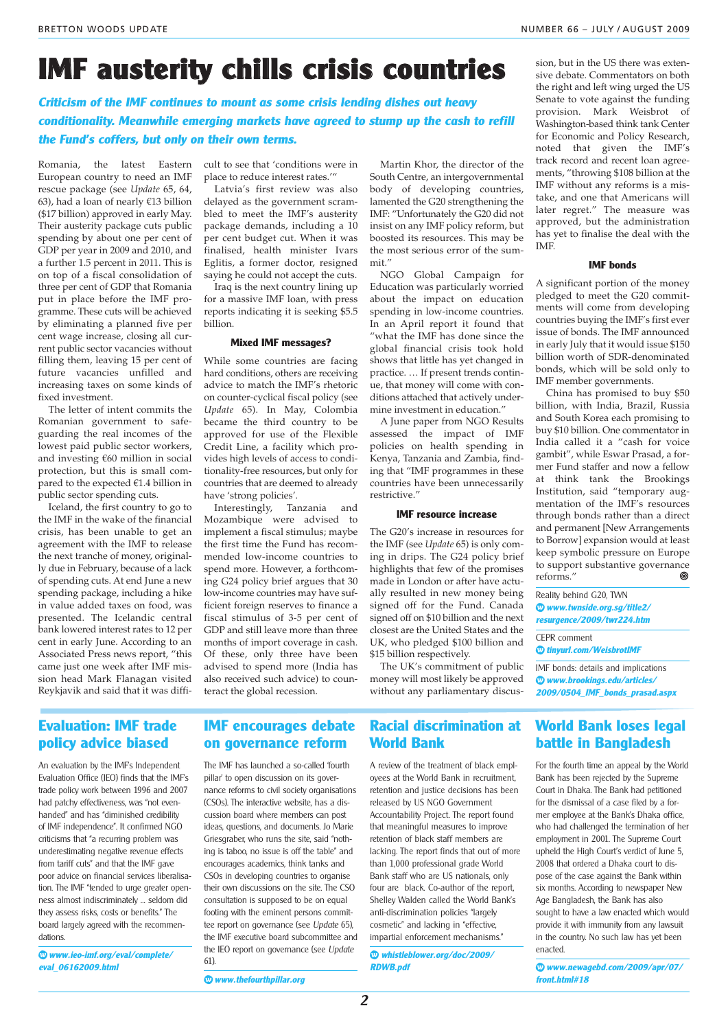# IMF austerity chills crisis countries

***Criticism of the IMF continues to mount as some crisis lending dishes out heavy conditionality. Meanwhile emerging markets have agreed to stump up the cash to refill the Fund's coffers, but only on their own terms.***

Romania, the latest Eastern European country to need an IMF rescue package (see *Update* 65, 64, 63), had a loan of nearly €13 billion ($17 billion) approved in early May. Their austerity package cuts public spending by about one per cent of GDP per year in 2009 and 2010, and a further 1.5 percent in 2011. This is on top of a fiscal consolidation of three per cent of GDP that Romania put in place before the IMF programme. These cuts will be achieved by eliminating a planned five per cent wage increase, closing all current public sector vacancies without filling them, leaving 15 per cent of future vacancies unfilled and increasing taxes on some kinds of fixed investment.

The letter of intent commits the Romanian government to safeguarding the real incomes of the lowest paid public sector workers, and investing €60 million in social protection, but this is small compared to the expected €1.4 billion in public sector spending cuts.

Iceland, the first country to go to the IMF in the wake of the financial crisis, has been unable to get an agreement with the IMF to release the next tranche of money, originally due in February, because of a lack of spending cuts. At end June a new spending package, including a hike in value added taxes on food, was presented. The Icelandic central bank lowered interest rates to 12 per cent in early June. According to an Associated Press news report, "this came just one week after IMF mission head Mark Flanagan visited Reykjavik and said that it was difficult to see that 'conditions were in place to reduce interest rates.'"

Latvia's first review was also delayed as the government scrambled to meet the IMF's austerity package demands, including a 10 per cent budget cut. When it was finalised, health minister Ivars Eglitis, a former doctor, resigned saying he could not accept the cuts.

Iraq is the next country lining up for a massive IMF loan, with press reports indicating it is seeking $5.5 billion.

### Mixed IMF messages?

While some countries are facing hard conditions, others are receiving advice to match the IMF's rhetoric on counter-cyclical fiscal policy (see *Update* 65). In May, Colombia became the third country to be approved for use of the Flexible Credit Line, a facility which provides high levels of access to conditionality-free resources, but only for countries that are deemed to already have 'strong policies'.

Interestingly, Tanzania and Mozambique were advised to implement a fiscal stimulus; maybe the first time the Fund has recommended low-income countries to spend more. However, a forthcoming G24 policy brief argues that 30 low-income countries may have sufficient foreign reserves to finance a fiscal stimulus of 3-5 per cent of GDP and still leave more than three months of import coverage in cash. Of these, only three have been advised to spend more (India has also received such advice) to counteract the global recession.

Martin Khor, the director of the South Centre, an intergovernmental body of developing countries, lamented the G20 strengthening the IMF: "Unfortunately the G20 did not insist on any IMF policy reform, but boosted its resources. This may be the most serious error of the summit."

NGO Global Campaign for Education was particularly worried about the impact on education spending in low-income countries. In an April report it found that "what the IMF has done since the global financial crisis took hold shows that little has yet changed in practice. … If present trends continue, that money will come with conditions attached that actively undermine investment in education."

A June paper from NGO Results assessed the impact of IMF policies on health spending in Kenya, Tanzania and Zambia, finding that "IMF programmes in these countries have been unnecessarily restrictive."

### IMF resource increase

The G20's increase in resources for the IMF (see *Update* 65) is only coming in drips. The G24 policy brief highlights that few of the promises made in London or after have actually resulted in new money being signed off for the Fund. Canada signed off on $10 billion and the next closest are the United States and the UK, which pledged $100 billion and $15 billion respectively.

The UK's commitment of public money will most likely be approved without any parliamentary discussion, but in the US there was extensive debate. Commentators on both the right and left wing urged the US Senate to vote against the funding provision. Mark Weisbrot of Washington-based think tank Center for Economic and Policy Research, noted that given the IMF's track record and recent loan agreements, "throwing $108 billion at the IMF without any reforms is a mistake, and one that Americans will later regret." The measure was approved, but the administration has yet to finalise the deal with the IMF.

### IMF bonds

A significant portion of the money pledged to meet the G20 commitments will come from developing countries buying the IMF's first ever issue of bonds. The IMF announced in early July that it would issue $150 billion worth of SDR-denominated bonds, which will be sold only to IMF member governments.

China has promised to buy $50 billion, with India, Brazil, Russia and South Korea each promising to buy $10 billion. One commentator in India called it a "cash for voice gambit", while Eswar Prasad, a former Fund staffer and now a fellow at think tank the Brookings Institution, said "temporary augmentation of the IMF's resources through bonds rather than a direct and permanent [New Arrangements to Borrow] expansion would at least keep symbolic pressure on Europe to support substantive governance reforms."

Reality behind G20, TWN
***www.twnside.org.sg/title2/resurgence/2009/twr224.htm***

CEPR comment
***tinyurl.com/WeisbrotIMF***

IMF bonds: details and implications
***www.brookings.edu/articles/2009/0504_IMF_bonds_prasad.aspx***

## Evaluation: IMF trade policy advice biased

An evaluation by the IMF's Independent Evaluation Office (IEO) finds that the IMF's trade policy work between 1996 and 2007 had patchy effectiveness, was "not even-handed" and has "diminished credibility of IMF independence". It confirmed NGO criticisms that "a recurring problem was underestimating negative revenue effects from tariff cuts" and that the IMF gave poor advice on financial services liberalisation. The IMF "tended to urge greater openness almost indiscriminately … seldom did they assess risks, costs or benefits." The board largely agreed with the recommendations.

***www.ieo-imf.org/eval/complete/eval_06162009.html***

## IMF encourages debate on governance reform

The IMF has launched a so-called 'fourth pillar' to open discussion on its governance reforms to civil society organisations (CSOs). The interactive website, has a discussion board where members can post ideas, questions, and documents. Jo Marie Griesgraber, who runs the site, said "nothing is taboo, no issue is off the table" and encourages academics, think tanks and CSOs in developing countries to organise their own discussions on the site. The CSO consultation is supposed to be on equal footing with the eminent persons committee report on governance (see *Update* 65), the IMF executive board subcommittee and the IEO report on governance (see *Update* 61).

***www.thefourthpillar.org***

## Racial discrimination at World Bank

A review of the treatment of black employees at the World Bank in recruitment, retention and justice decisions has been released by US NGO Government Accountability Project. The report found that meaningful measures to improve retention of black staff members are lacking. The report finds that out of more than 1,000 professional grade World Bank staff who are US nationals, only four are black. Co-author of the report, Shelley Walden called the World Bank's anti-discrimination policies "largely cosmetic" and lacking in "effective, impartial enforcement mechanisms."

***whistleblower.org/doc/2009/RDWB.pdf***

## World Bank loses legal battle in Bangladesh

For the fourth time an appeal by the World Bank has been rejected by the Supreme Court in Dhaka. The Bank had petitioned for the dismissal of a case filed by a former employee at the Bank's Dhaka office, who had challenged the termination of her employment in 2001. The Supreme Court upheld the High Court's verdict of June 5, 2008 that ordered a Dhaka court to dispose of the case against the Bank within six months. According to newspaper New Age Bangladesh, the Bank has also sought to have a law enacted which would provide it with immunity from any lawsuit in the country. No such law has yet been enacted.

***www.newagebd.com/2009/apr/07/front.html#18***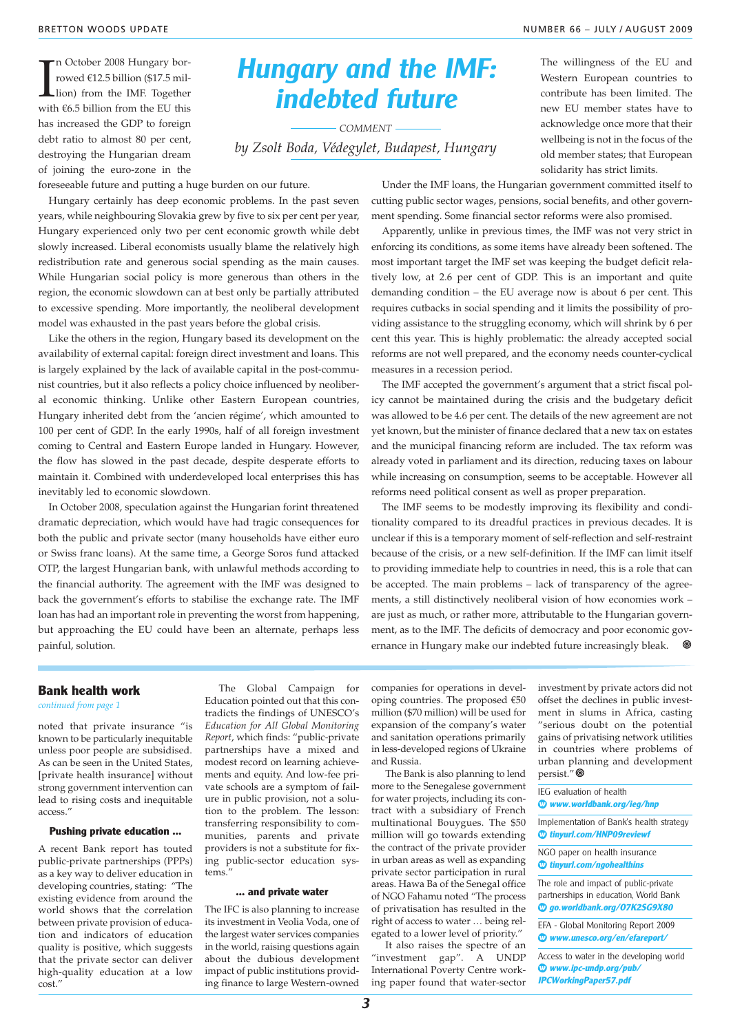# Hungary and the IMF: indebted future

COMMENT

*by Zsolt Boda, Védegylet, Budapest, Hungary*

In October 2008 Hungary borrowed €12.5 billion ($17.5 million) from the IMF. Together with €6.5 billion from the EU this has increased the GDP to foreign debt ratio to almost 80 per cent, destroying the Hungarian dream of joining the euro-zone in the foreseeable future and putting a huge burden on our future.

Hungary certainly has deep economic problems. In the past seven years, while neighbouring Slovakia grew by five to six per cent per year, Hungary experienced only two per cent economic growth while debt slowly increased. Liberal economists usually blame the relatively high redistribution rate and generous social spending as the main causes. While Hungarian social policy is more generous than others in the region, the economic slowdown can at best only be partially attributed to excessive spending. More importantly, the neoliberal development model was exhausted in the past years before the global crisis.

Like the others in the region, Hungary based its development on the availability of external capital: foreign direct investment and loans. This is largely explained by the lack of available capital in the post-communist countries, but it also reflects a policy choice influenced by neoliberal economic thinking. Unlike other Eastern European countries, Hungary inherited debt from the 'ancien régime', which amounted to 100 per cent of GDP. In the early 1990s, half of all foreign investment coming to Central and Eastern Europe landed in Hungary. However, the flow has slowed in the past decade, despite desperate efforts to maintain it. Combined with underdeveloped local enterprises this has inevitably led to economic slowdown.

In October 2008, speculation against the Hungarian forint threatened dramatic depreciation, which would have had tragic consequences for both the public and private sector (many households have either euro or Swiss franc loans). At the same time, a George Soros fund attacked OTP, the largest Hungarian bank, with unlawful methods according to the financial authority. The agreement with the IMF was designed to back the government's efforts to stabilise the exchange rate. The IMF loan has had an important role in preventing the worst from happening, but approaching the EU could have been an alternate, perhaps less painful, solution.

The willingness of the EU and Western European countries to contribute has been limited. The new EU member states have to acknowledge once more that their wellbeing is not in the focus of the old member states; that European solidarity has strict limits.

Under the IMF loans, the Hungarian government committed itself to cutting public sector wages, pensions, social benefits, and other government spending. Some financial sector reforms were also promised.

Apparently, unlike in previous times, the IMF was not very strict in enforcing its conditions, as some items have already been softened. The most important target the IMF set was keeping the budget deficit relatively low, at 2.6 per cent of GDP. This is an important and quite demanding condition – the EU average now is about 6 per cent. This requires cutbacks in social spending and it limits the possibility of providing assistance to the struggling economy, which will shrink by 6 per cent this year. This is highly problematic: the already accepted social reforms are not well prepared, and the economy needs counter-cyclical measures in a recession period.

The IMF accepted the government's argument that a strict fiscal policy cannot be maintained during the crisis and the budgetary deficit was allowed to be 4.6 per cent. The details of the new agreement are not yet known, but the minister of finance declared that a new tax on estates and the municipal financing reform are included. The tax reform was already voted in parliament and its direction, reducing taxes on labour while increasing on consumption, seems to be acceptable. However all reforms need political consent as well as proper preparation.

The IMF seems to be modestly improving its flexibility and conditionality compared to its dreadful practices in previous decades. It is unclear if this is a temporary moment of self-reflection and self-restraint because of the crisis, or a new self-definition. If the IMF can limit itself to providing immediate help to countries in need, this is a role that can be accepted. The main problems – lack of transparency of the agreements, a still distinctively neoliberal vision of how economies work – are just as much, or rather more, attributable to the Hungarian government, as to the IMF. The deficits of democracy and poor economic governance in Hungary make our indebted future increasingly bleak.

---

## Bank health work

*continued from page 1*

noted that private insurance "is known to be particularly inequitable unless poor people are subsidised. As can be seen in the United States, [private health insurance] without strong government intervention can lead to rising costs and inequitable access."

### Pushing private education ...

A recent Bank report has touted public-private partnerships (PPPs) as a key way to deliver education in developing countries, stating: "The existing evidence from around the world shows that the correlation between private provision of education and indicators of education quality is positive, which suggests that the private sector can deliver high-quality education at a low cost."

The Global Campaign for Education pointed out that this contradicts the findings of UNESCO's *Education for All Global Monitoring Report*, which finds: "public-private partnerships have a mixed and modest record on learning achievements and equity. And low-fee private schools are a symptom of failure in public provision, not a solution to the problem. The lesson: transferring responsibility to communities, parents and private providers is not a substitute for fixing public-sector education systems."

### ... and private water

The IFC is also planning to increase its investment in Veolia Voda, one of the largest water services companies in the world, raising questions again about the dubious development impact of public institutions providing finance to large Western-owned companies for operations in developing countries. The proposed €50 million ($70 million) will be used for expansion of the company's water and sanitation operations primarily in less-developed regions of Ukraine and Russia.

The Bank is also planning to lend more to the Senegalese government for water projects, including its contract with a subsidiary of French multinational Bouygues. The $50 million will go towards extending the contract of the private provider in urban areas as well as expanding private sector participation in rural areas. Hawa Ba of the Senegal office of NGO Fahamu noted "The process of privatisation has resulted in the right of access to water … being relegated to a lower level of priority."

It also raises the spectre of an "investment gap". A UNDP International Poverty Centre working paper found that water-sector investment by private actors did not offset the declines in public investment in slums in Africa, casting "serious doubt on the potential gains of privatising network utilities in countries where problems of urban planning and development persist."

IEG evaluation of health
**www.worldbank.org/ieg/hnp**

Implementation of Bank's health strategy
**tinyurl.com/HNP09reviewf**

NGO paper on health insurance
**tinyurl.com/ngohealthins**

The role and impact of public-private partnerships in education, World Bank
**go.worldbank.org/07K2SG9X80**

EFA - Global Monitoring Report 2009
**www.unesco.org/en/efareport/**

Access to water in the developing world
**www.ipc-undp.org/pub/IPCWorkingPaper57.pdf**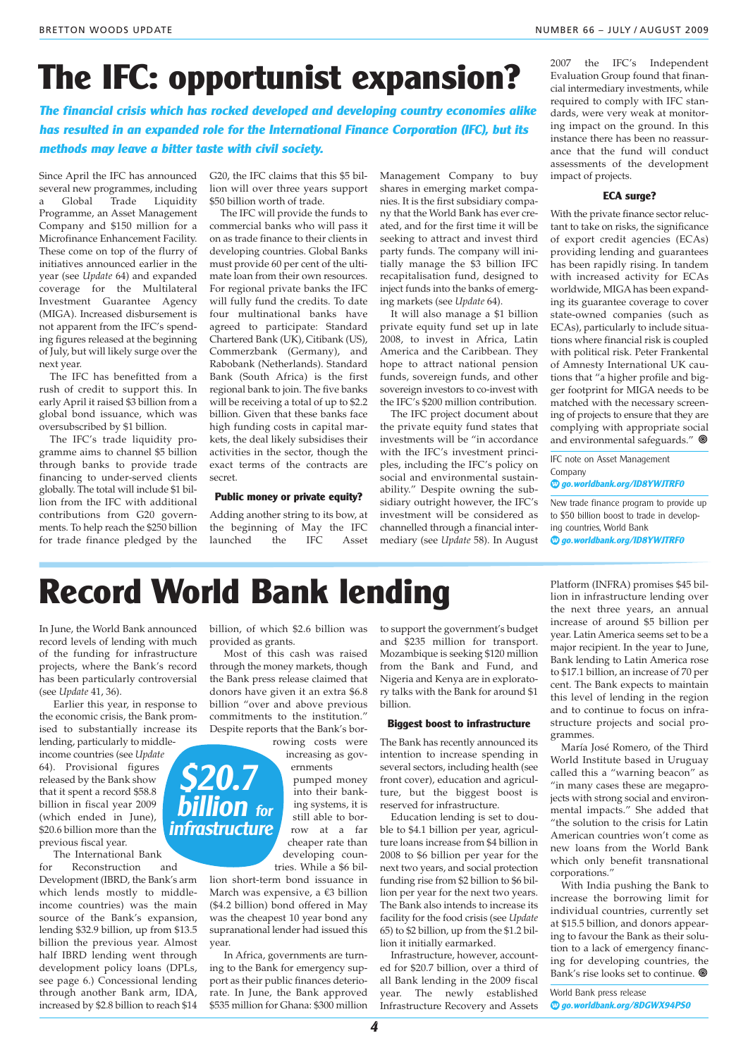# The IFC: opportunist expansion?

***The financial crisis which has rocked developed and developing country economies alike has resulted in an expanded role for the International Finance Corporation (IFC), but its methods may leave a bitter taste with civil society.***

Since April the IFC has announced several new programmes, including a Global Trade Liquidity Programme, an Asset Management Company and $150 million for a Microfinance Enhancement Facility. These come on top of the flurry of initiatives announced earlier in the year (see *Update* 64) and expanded coverage for the Multilateral Investment Guarantee Agency (MIGA). Increased disbursement is not apparent from the IFC's spending figures released at the beginning of July, but will likely surge over the next year.

The IFC has benefitted from a rush of credit to support this. In early April it raised $3 billion from a global bond issuance, which was oversubscribed by $1 billion.

The IFC's trade liquidity programme aims to channel $5 billion through banks to provide trade financing to under-served clients globally. The total will include $1 billion from the IFC with additional contributions from G20 governments. To help reach the $250 billion for trade finance pledged by the G20, the IFC claims that this $5 billion will over three years support $50 billion worth of trade.

The IFC will provide the funds to commercial banks who will pass it on as trade finance to their clients in developing countries. Global Banks must provide 60 per cent of the ultimate loan from their own resources. For regional private banks the IFC will fully fund the credits. To date four multinational banks have agreed to participate: Standard Chartered Bank (UK), Citibank (US), Commerzbank (Germany), and Rabobank (Netherlands). Standard Bank (South Africa) is the first regional bank to join. The five banks will be receiving a total of up to $2.2 billion. Given that these banks face high funding costs in capital markets, the deal likely subsidises their activities in the sector, though the exact terms of the contracts are secret.

### Public money or private equity?

Adding another string to its bow, at the beginning of May the IFC launched the IFC Asset Management Company to buy shares in emerging market companies. It is the first subsidiary company that the World Bank has ever created, and for the first time it will be seeking to attract and invest third party funds. The company will initially manage the $3 billion IFC recapitalisation fund, designed to inject funds into the banks of emerging markets (see *Update* 64).

It will also manage a $1 billion private equity fund set up in late 2008, to invest in Africa, Latin America and the Caribbean. They hope to attract national pension funds, sovereign funds, and other sovereign investors to co-invest with the IFC's $200 million contribution.

The IFC project document about the private equity fund states that investments will be "in accordance with the IFC's investment principles, including the IFC's policy on social and environmental sustainability." Despite owning the subsidiary outright however, the IFC's investment will be considered as channelled through a financial intermediary (see *Update* 58). In August 2007 the IFC's Independent Evaluation Group found that financial intermediary investments, while required to comply with IFC standards, were very weak at monitoring impact on the ground. In this instance there has been no reassurance that the fund will conduct assessments of the development impact of projects.

### ECA surge?

With the private finance sector reluctant to take on risks, the significance of export credit agencies (ECAs) providing lending and guarantees has been rapidly rising. In tandem with increased activity for ECAs worldwide, MIGA has been expanding its guarantee coverage to cover state-owned companies (such as ECAs), particularly to include situations where financial risk is coupled with political risk. Peter Frankental of Amnesty International UK cautions that "a higher profile and bigger footprint for MIGA needs to be matched with the necessary screening of projects to ensure that they are complying with appropriate social and environmental safeguards."

IFC note on Asset Management Company
**go.worldbank.org/ID8YWJTRF0**

New trade finance program to provide up to $50 billion boost to trade in developing countries, World Bank
**go.worldbank.org/ID8YWJTRF0**

# Record World Bank lending

In June, the World Bank announced record levels of lending with much of the funding for infrastructure projects, where the Bank's record has been particularly controversial (see *Update* 41, 36).

Earlier this year, in response to the economic crisis, the Bank promised to substantially increase its lending, particularly to middle-income countries (see *Update* 64). Provisional figures released by the Bank show that it spent a record $58.8 billion in fiscal year 2009 (which ended in June), $20.6 billion more than the previous fiscal year.

The International Bank for Reconstruction and Development (IBRD, the Bank's arm which lends mostly to middle-income countries) was the main source of the Bank's expansion, lending $32.9 billion, up from $13.5 billion the previous year. Almost half IBRD lending went through development policy loans (DPLs, see page 6.) Concessional lending through another Bank arm, IDA, increased by $2.8 billion to reach $14 billion, of which $2.6 billion was provided as grants.

Most of this cash was raised through the money markets, though the Bank press release claimed that donors have given it an extra $6.8 billion "over and above previous commitments to the institution." Despite reports that the Bank's borrowing costs were increasing as governments pumped money into their banking systems, it is still able to borrow at a far cheaper rate than developing countries. While a $6 billion short-term bond issuance in March was expensive, a €3 billion ($4.2 billion) bond offered in May was the cheapest 10 year bond any supranational lender had issued this year.

**$20.7 billion for infrastructure**

In Africa, governments are turning to the Bank for emergency support as their public finances deteriorate. In June, the Bank approved $535 million for Ghana: $300 million to support the government's budget and $235 million for transport. Mozambique is seeking $120 million from the Bank and Fund, and Nigeria and Kenya are in exploratory talks with the Bank for around $1 billion.

### Biggest boost to infrastructure

The Bank has recently announced its intention to increase spending in several sectors, including health (see front cover), education and agriculture, but the biggest boost is reserved for infrastructure.

Education lending is set to double to $4.1 billion per year, agriculture loans increase from $4 billion in 2008 to $6 billion per year for the next two years, and social protection funding rise from $2 billion to $6 billion per year for the next two years. The Bank also intends to increase its facility for the food crisis (see *Update* 65) to $2 billion, up from the $1.2 billion it initially earmarked.

Infrastructure, however, accounted for $20.7 billion, over a third of all Bank lending in the 2009 fiscal year. The newly established Infrastructure Recovery and Assets Platform (INFRA) promises $45 billion in infrastructure lending over the next three years, an annual increase of around $5 billion per year. Latin America seems set to be a major recipient. In the year to June, Bank lending to Latin America rose to $17.1 billion, an increase of 70 per cent. The Bank expects to maintain this level of lending in the region and to continue to focus on infrastructure projects and social programmes.

María José Romero, of the Third World Institute based in Uruguay called this a "warning beacon" as "in many cases these are megaprojects with strong social and environmental impacts." She added that "the solution to the crisis for Latin American countries won't come as new loans from the World Bank which only benefit transnational corporations."

With India pushing the Bank to increase the borrowing limit for individual countries, currently set at $15.5 billion, and donors appearing to favour the Bank as their solution to a lack of emergency financing for developing countries, the Bank's rise looks set to continue.

World Bank press release
**go.worldbank.org/8DGWX94PS0**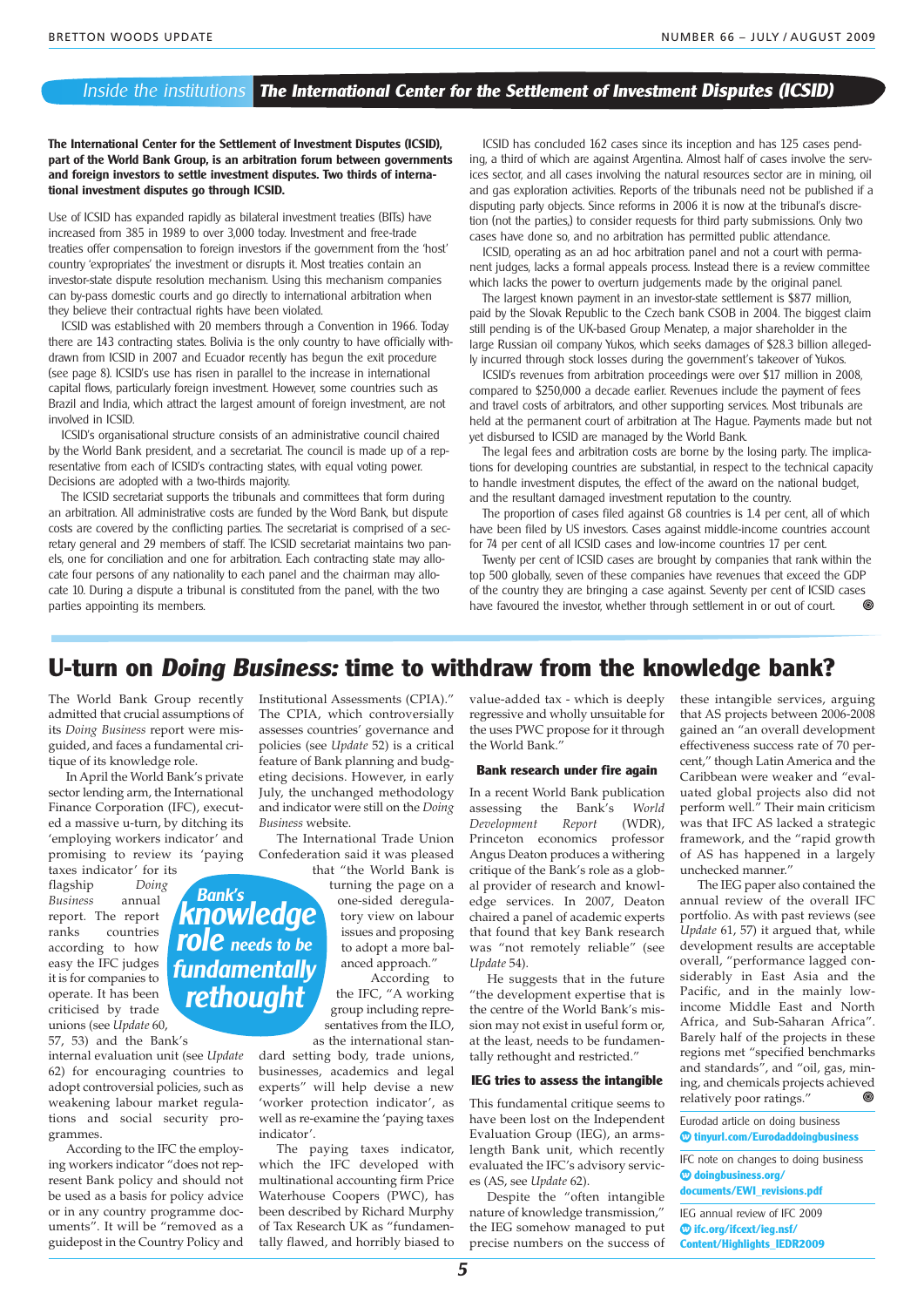## Inside the institutions: The International Center for the Settlement of Investment Disputes (ICSID)

**The International Center for the Settlement of Investment Disputes (ICSID), part of the World Bank Group, is an arbitration forum between governments and foreign investors to settle investment disputes. Two thirds of international investment disputes go through ICSID.**

Use of ICSID has expanded rapidly as bilateral investment treaties (BITs) have increased from 385 in 1989 to over 3,000 today. Investment and free-trade treaties offer compensation to foreign investors if the government from the 'host' country 'expropriates' the investment or disrupts it. Most treaties contain an investor-state dispute resolution mechanism. Using this mechanism companies can by-pass domestic courts and go directly to international arbitration when they believe their contractual rights have been violated.

ICSID was established with 20 members through a Convention in 1966. Today there are 143 contracting states. Bolivia is the only country to have officially withdrawn from ICSID in 2007 and Ecuador recently has begun the exit procedure (see page 8). ICSID's use has risen in parallel to the increase in international capital flows, particularly foreign investment. However, some countries such as Brazil and India, which attract the largest amount of foreign investment, are not involved in ICSID.

ICSID's organisational structure consists of an administrative council chaired by the World Bank president, and a secretariat. The council is made up of a representative from each of ICSID's contracting states, with equal voting power. Decisions are adopted with a two-thirds majority.

The ICSID secretariat supports the tribunals and committees that form during an arbitration. All administrative costs are funded by the Word Bank, but dispute costs are covered by the conflicting parties. The secretariat is comprised of a secretary general and 29 members of staff. The ICSID secretariat maintains two panels, one for conciliation and one for arbitration. Each contracting state may allocate four persons of any nationality to each panel and the chairman may allocate 10. During a dispute a tribunal is constituted from the panel, with the two parties appointing its members.

ICSID has concluded 162 cases since its inception and has 125 cases pending, a third of which are against Argentina. Almost half of cases involve the services sector, and all cases involving the natural resources sector are in mining, oil and gas exploration activities. Reports of the tribunals need not be published if a disputing party objects. Since reforms in 2006 it is now at the tribunal's discretion (not the parties,) to consider requests for third party submissions. Only two cases have done so, and no arbitration has permitted public attendance.

ICSID, operating as an ad hoc arbitration panel and not a court with permanent judges, lacks a formal appeals process. Instead there is a review committee which lacks the power to overturn judgements made by the original panel.

The largest known payment in an investor-state settlement is $877 million, paid by the Slovak Republic to the Czech bank CSOB in 2004. The biggest claim still pending is of the UK-based Group Menatep, a major shareholder in the large Russian oil company Yukos, which seeks damages of $28.3 billion allegedly incurred through stock losses during the government's takeover of Yukos.

ICSID's revenues from arbitration proceedings were over $17 million in 2008, compared to $250,000 a decade earlier. Revenues include the payment of fees and travel costs of arbitrators, and other supporting services. Most tribunals are held at the permanent court of arbitration at The Hague. Payments made but not yet disbursed to ICSID are managed by the World Bank.

The legal fees and arbitration costs are borne by the losing party. The implications for developing countries are substantial, in respect to the technical capacity to handle investment disputes, the effect of the award on the national budget, and the resultant damaged investment reputation to the country.

The proportion of cases filed against G8 countries is 1.4 per cent, all of which have been filed by US investors. Cases against middle-income countries account for 74 per cent of all ICSID cases and low-income countries 17 per cent.

Twenty per cent of ICSID cases are brought by companies that rank within the top 500 globally, seven of these companies have revenues that exceed the GDP of the country they are bringing a case against. Seventy per cent of ICSID cases have favoured the investor, whether through settlement in or out of court.

# U-turn on *Doing Business:* time to withdraw from the knowledge bank?

The World Bank Group recently admitted that crucial assumptions of its *Doing Business* report were misguided, and faces a fundamental critique of its knowledge role.

In April the World Bank's private sector lending arm, the International Finance Corporation (IFC), executed a massive u-turn, by ditching its 'employing workers indicator' and promising to review its 'paying taxes indicator' for its flagship *Doing Business* annual report. The report ranks countries according to how easy the IFC judges it is for companies to operate. It has been criticised by trade unions (see *Update* 60, 57, 53) and the Bank's internal evaluation unit (see *Update* 62) for encouraging countries to adopt controversial policies, such as weakening labour market regulations and social security programmes.

**Bank's knowledge role needs to be fundamentally rethought**

According to the IFC the employing workers indicator "does not represent Bank policy and should not be used as a basis for policy advice or in any country programme documents". It will be "removed as a guidepost in the Country Policy and Institutional Assessments (CPIA)." The CPIA, which controversially assesses countries' governance and policies (see *Update* 52) is a critical feature of Bank planning and budgeting decisions. However, in early July, the unchanged methodology and indicator were still on the *Doing Business* website.

The International Trade Union Confederation said it was pleased that "the World Bank is turning the page on a one-sided deregulatory view on labour issues and proposing to adopt a more balanced approach."

According to the IFC, "A working group including representatives from the ILO, as the international standard setting body, trade unions, businesses, academics and legal experts" will help devise a new 'worker protection indicator', as well as re-examine the 'paying taxes indicator'.

The paying taxes indicator, which the IFC developed with multinational accounting firm Price Waterhouse Coopers (PWC), has been described by Richard Murphy of Tax Research UK as "fundamentally flawed, and horribly biased to value-added tax - which is deeply regressive and wholly unsuitable for the uses PWC propose for it through the World Bank."

### Bank research under fire again

In a recent World Bank publication assessing the Bank's *World Development Report* (WDR), Princeton economics professor Angus Deaton produces a withering critique of the Bank's role as a global provider of research and knowledge services. In 2007, Deaton chaired a panel of academic experts that found that key Bank research was "not remotely reliable" (see *Update* 54).

He suggests that in the future "the development expertise that is the centre of the World Bank's mission may not exist in useful form or, at the least, needs to be fundamentally rethought and restricted."

### IEG tries to assess the intangible

This fundamental critique seems to have been lost on the Independent Evaluation Group (IEG), an arms-length Bank unit, which recently evaluated the IFC's advisory services (AS, see *Update* 62).

Despite the "often intangible nature of knowledge transmission," the IEG somehow managed to put precise numbers on the success of these intangible services, arguing that AS projects between 2006-2008 gained an "an overall development effectiveness success rate of 70 per-cent," though Latin America and the Caribbean were weaker and "evaluated global projects also did not perform well." Their main criticism was that IFC AS lacked a strategic framework, and the "rapid growth of AS has happened in a largely unchecked manner."

The IEG paper also contained the annual review of the overall IFC portfolio. As with past reviews (see *Update* 61, 57) it argued that, while development results are acceptable overall, "performance lagged considerably in East Asia and the Pacific, and in the mainly low-income Middle East and North Africa, and Sub-Saharan Africa". Barely half of the projects in these regions met "specified benchmarks and standards", and "oil, gas, mining, and chemicals projects achieved relatively poor ratings."

Eurodad article on doing business
**tinyurl.com/Eurodaddoingbusiness**

IFC note on changes to doing business
**doingbusiness.org/documents/EWI_revisions.pdf**

IEG annual review of IFC 2009
**ifc.org/ifcext/ieg.nsf/Content/Highlights_IEDR2009**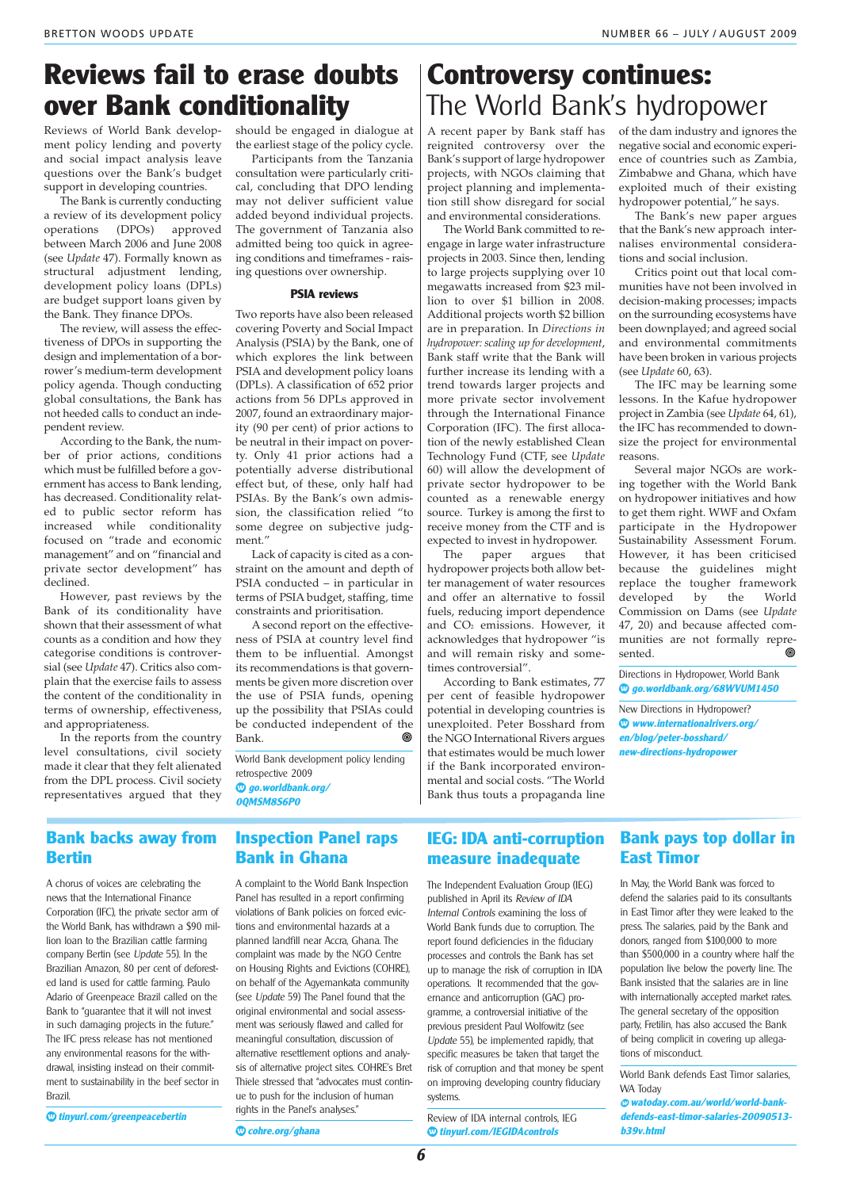# Reviews fail to erase doubts over Bank conditionality

Reviews of World Bank development policy lending and poverty and social impact analysis leave questions over the Bank's budget support in developing countries.

The Bank is currently conducting a review of its development policy operations (DPOs) approved between March 2006 and June 2008 (see *Update* 47). Formally known as structural adjustment lending, development policy loans (DPLs) are budget support loans given by the Bank. They finance DPOs.

The review, will assess the effectiveness of DPOs in supporting the design and implementation of a borrower's medium-term development policy agenda. Though conducting global consultations, the Bank has not heeded calls to conduct an independent review.

According to the Bank, the number of prior actions, conditions which must be fulfilled before a government has access to Bank lending, has decreased. Conditionality related to public sector reform has increased while conditionality focused on "trade and economic management" and on "financial and private sector development" has declined.

However, past reviews by the Bank of its conditionality have shown that their assessment of what counts as a condition and how they categorise conditions is controversial (see *Update* 47). Critics also complain that the exercise fails to assess the content of the conditionality in terms of ownership, effectiveness, and appropriateness.

In the reports from the country level consultations, civil society made it clear that they felt alienated from the DPL process. Civil society representatives argued that they should be engaged in dialogue at the earliest stage of the policy cycle.

Participants from the Tanzania consultation were particularly critical, concluding that DPO lending may not deliver sufficient value added beyond individual projects. The government of Tanzania also admitted being too quick in agreeing conditions and timeframes - raising questions over ownership.

### PSIA reviews

Two reports have also been released covering Poverty and Social Impact Analysis (PSIA) by the Bank, one of which explores the link between PSIA and development policy loans (DPLs). A classification of 652 prior actions from 56 DPLs approved in 2007, found an extraordinary majority (90 per cent) of prior actions to be neutral in their impact on poverty. Only 41 prior actions had a potentially adverse distributional effect but, of these, only half had PSIAs. By the Bank's own admission, the classification relied "to some degree on subjective judgment."

Lack of capacity is cited as a constraint on the amount and depth of PSIA conducted – in particular in terms of PSIA budget, staffing, time constraints and prioritisation.

A second report on the effectiveness of PSIA at country level find them to be influential. Amongst its recommendations is that governments be given more discretion over the use of PSIA funds, opening up the possibility that PSIAs could be conducted independent of the Bank.

World Bank development policy lending retrospective 2009
**go.worldbank.org/0QMSM8S6P0**

# Controversy continues: The World Bank's hydropower

A recent paper by Bank staff has reignited controversy over the Bank's support of large hydropower projects, with NGOs claiming that project planning and implementation still show disregard for social and environmental considerations.

The World Bank committed to re-engage in large water infrastructure projects in 2003. Since then, lending to large projects supplying over 10 megawatts increased from $23 million to over $1 billion in 2008. Additional projects worth $2 billion are in preparation. In *Directions in hydropower: scaling up for development*, Bank staff write that the Bank will further increase its lending with a trend towards larger projects and more private sector involvement through the International Finance Corporation (IFC). The first allocation of the newly established Clean Technology Fund (CTF, see *Update* 60) will allow the development of private sector hydropower to be counted as a renewable energy source. Turkey is among the first to receive money from the CTF and is expected to invest in hydropower.

The paper argues that hydropower projects both allow better management of water resources and offer an alternative to fossil fuels, reducing import dependence and $CO_2$ emissions. However, it acknowledges that hydropower "is and will remain risky and sometimes controversial".

According to Bank estimates, 77 per cent of feasible hydropower potential in developing countries is unexploited. Peter Bosshard from the NGO International Rivers argues that estimates would be much lower if the Bank incorporated environmental and social costs. "The World Bank thus touts a propaganda line of the dam industry and ignores the negative social and economic experience of countries such as Zambia, Zimbabwe and Ghana, which have exploited much of their existing hydropower potential," he says.

The Bank's new paper argues that the Bank's new approach internalises environmental considerations and social inclusion.

Critics point out that local communities have not been involved in decision-making processes; impacts on the surrounding ecosystems have been downplayed; and agreed social and environmental commitments have been broken in various projects (see *Update* 60, 63).

The IFC may be learning some lessons. In the Kafue hydropower project in Zambia (see *Update* 64, 61), the IFC has recommended to downsize the project for environmental reasons.

Several major NGOs are working together with the World Bank on hydropower initiatives and how to get them right. WWF and Oxfam participate in the Hydropower Sustainability Assessment Forum. However, it has been criticised because the guidelines might replace the tougher framework developed by the World Commission on Dams (see *Update* 47, 20) and because affected communities are not formally represented.

Directions in Hydropower, World Bank
**go.worldbank.org/68WVUM1450**

New Directions in Hydropower?
**www.internationalrivers.org/en/blog/peter-bosshard/new-directions-hydropower**

## Bank backs away from Bertin

A chorus of voices are celebrating the news that the International Finance Corporation (IFC), the private sector arm of the World Bank, has withdrawn a $90 million loan to the Brazilian cattle farming company Bertin (see *Update* 55). In the Brazilian Amazon, 80 per cent of deforested land is used for cattle farming. Paulo Adario of Greenpeace Brazil called on the Bank to "guarantee that it will not invest in such damaging projects in the future." The IFC press release has not mentioned any environmental reasons for the withdrawal, insisting instead on their commitment to sustainability in the beef sector in Brazil.

**tinyurl.com/greenpeacebertin**

## Inspection Panel raps Bank in Ghana

A complaint to the World Bank Inspection Panel has resulted in a report confirming violations of Bank policies on forced evictions and environmental hazards at a planned landfill near Accra, Ghana. The complaint was made by the NGO Centre on Housing Rights and Evictions (COHRE), on behalf of the Agyemankata community (see *Update* 59) The Panel found that the original environmental and social assessment was seriously flawed and called for meaningful consultation, discussion of alternative resettlement options and analysis of alternative project sites. COHRE's Bret Thiele stressed that "advocates must continue to push for the inclusion of human rights in the Panel's analyses."

**cohre.org/ghana**

## IEG: IDA anti-corruption measure inadequate

The Independent Evaluation Group (IEG) published in April its *Review of IDA Internal Controls* examining the loss of World Bank funds due to corruption. The report found deficiencies in the fiduciary processes and controls the Bank has set up to manage the risk of corruption in IDA operations. It recommended that the governance and anticorruption (GAC) programme, a controversial initiative of the previous president Paul Wolfowitz (see *Update* 55), be implemented rapidly, that specific measures be taken that target the risk of corruption and that money be spent on improving developing country fiduciary systems.

Review of IDA internal controls, IEG
**tinyurl.com/IEGIDAcontrols**

## Bank pays top dollar in East Timor

In May, the World Bank was forced to defend the salaries paid to its consultants in East Timor after they were leaked to the press. The salaries, paid by the Bank and donors, ranged from $100,000 to more than $500,000 in a country where half the population live below the poverty line. The Bank insisted that the salaries are in line with internationally accepted market rates. The general secretary of the opposition party, Fretilin, has also accused the Bank of being complicit in covering up allegations of misconduct.

World Bank defends East Timor salaries, WA Today
**watoday.com.au/world/world-bank-defends-east-timor-salaries-20090513-b39v.html**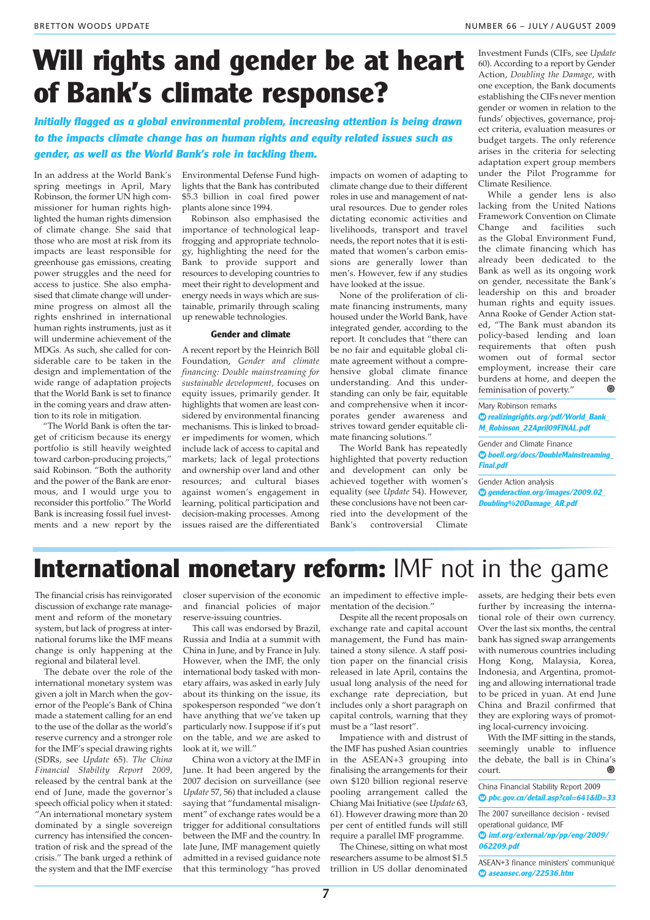# Will rights and gender be at heart of Bank's climate response?

***Initially flagged as a global environmental problem, increasing attention is being drawn to the impacts climate change has on human rights and equity related issues such as gender, as well as the World Bank's role in tackling them.***

In an address at the World Bank's spring meetings in April, Mary Robinson, the former UN high commissioner for human rights highlighted the human rights dimension of climate change. She said that those who are most at risk from its impacts are least responsible for greenhouse gas emissions, creating power struggles and the need for access to justice. She also emphasised that climate change will undermine progress on almost all the rights enshrined in international human rights instruments, just as it will undermine achievement of the MDGs. As such, she called for considerable care to be taken in the design and implementation of the wide range of adaptation projects that the World Bank is set to finance in the coming years and draw attention to its role in mitigation.

"The World Bank is often the target of criticism because its energy portfolio is still heavily weighted toward carbon-producing projects," said Robinson. "Both the authority and the power of the Bank are enormous, and I would urge you to reconsider this portfolio." The World Bank is increasing fossil fuel investments and a new report by the Environmental Defense Fund highlights that the Bank has contributed $5.3 billion in coal fired power plants alone since 1994.

Robinson also emphasised the importance of technological leapfrogging and appropriate technology, highlighting the need for the Bank to provide support and resources to developing countries to meet their right to development and energy needs in ways which are sustainable, primarily through scaling up renewable technologies.

### Gender and climate

A recent report by the Heinrich Böll Foundation, *Gender and climate financing: Double mainstreaming for sustainable development,* focuses on equity issues, primarily gender. It highlights that women are least considered by environmental financing mechanisms. This is linked to broader impediments for women, which include lack of access to capital and markets; lack of legal protections and ownership over land and other resources; and cultural biases against women's engagement in learning, political participation and decision-making processes. Among issues raised are the differentiated impacts on women of adapting to climate change due to their different roles in use and management of natural resources. Due to gender roles dictating economic activities and livelihoods, transport and travel needs, the report notes that it is estimated that women's carbon emissions are generally lower than men's. However, few if any studies have looked at the issue.

None of the proliferation of climate financing instruments, many housed under the World Bank, have integrated gender, according to the report. It concludes that "there can be no fair and equitable global climate agreement without a comprehensive global climate finance understanding. And this understanding can only be fair, equitable and comprehensive when it incorporates gender awareness and strives toward gender equitable climate financing solutions."

The World Bank has repeatedly highlighted that poverty reduction and development can only be achieved together with women's equality (see *Update* 54). However, these conclusions have not been carried into the development of the Bank's controversial Climate Investment Funds (CIFs, see *Update* 60). According to a report by Gender Action, *Doubling the Damage*, with one exception, the Bank documents establishing the CIFs never mention gender or women in relation to the funds' objectives, governance, project criteria, evaluation measures or budget targets. The only reference arises in the criteria for selecting adaptation expert group members under the Pilot Programme for Climate Resilience.

While a gender lens is also lacking from the United Nations Framework Convention on Climate Change and facilities such as the Global Environment Fund, the climate financing which has already been dedicated to the Bank as well as its ongoing work on gender, necessitate the Bank's leadership on this and broader human rights and equity issues. Anna Rooke of Gender Action stated, "The Bank must abandon its policy-based lending and loan requirements that often push women out of formal sector employment, increase their care burdens at home, and deepen the feminisation of poverty."

Mary Robinson remarks
**realizingrights.org/pdf/World_Bank_M_Robinson_22April09FINAL.pdf**

Gender and Climate Finance
**boell.org/docs/DoubleMainstreaming_Final.pdf**

Gender Action analysis
**genderaction.org/images/2009.02_Doubling%20Damage_AR.pdf**

# International monetary reform: IMF not in the game

The financial crisis has reinvigorated discussion of exchange rate management and reform of the monetary system, but lack of progress at international forums like the IMF means change is only happening at the regional and bilateral level.

The debate over the role of the international monetary system was given a jolt in March when the governor of the People's Bank of China made a statement calling for an end to the use of the dollar as the world's reserve currency and a stronger role for the IMF's special drawing rights (SDRs, see *Update* 65). *The China Financial Stability Report 2009*, released by the central bank at the end of June, made the governor's speech official policy when it stated: "An international monetary system dominated by a single sovereign currency has intensified the concentration of risk and the spread of the crisis." The bank urged a rethink of the system and that the IMF exercise closer supervision of the economic and financial policies of major reserve-issuing countries.

This call was endorsed by Brazil, Russia and India at a summit with China in June, and by France in July. However, when the IMF, the only international body tasked with monetary affairs, was asked in early July about its thinking on the issue, its spokesperson responded "we don't have anything that we've taken up particularly now. I suppose if it's put on the table, and we are asked to look at it, we will."

China won a victory at the IMF in June. It had been angered by the 2007 decision on surveillance (see *Update* 57, 56) that included a clause saying that "fundamental misalignment" of exchange rates would be a trigger for additional consultations between the IMF and the country. In late June, IMF management quietly admitted in a revised guidance note that this terminology "has proved an impediment to effective implementation of the decision."

Despite all the recent proposals on exchange rate and capital account management, the Fund has maintained a stony silence. A staff position paper on the financial crisis released in late April, contains the usual long analysis of the need for exchange rate depreciation, but includes only a short paragraph on capital controls, warning that they must be a "last resort".

Impatience with and distrust of the IMF has pushed Asian countries in the ASEAN+3 grouping into finalising the arrangements for their own $120 billion regional reserve pooling arrangement called the Chiang Mai Initiative (see *Update* 63, 61). However drawing more than 20 per cent of entitled funds will still require a parallel IMF programme.

The Chinese, sitting on what most researchers assume to be almost $1.5 trillion in US dollar denominated assets, are hedging their bets even further by increasing the international role of their own currency. Over the last six months, the central bank has signed swap arrangements with numerous countries including Hong Kong, Malaysia, Korea, Indonesia, and Argentina, promoting and allowing international trade to be priced in yuan. At end June China and Brazil confirmed that they are exploring ways of promoting local-currency invoicing.

With the IMF sitting in the stands, seemingly unable to influence the debate, the ball is in China's court.

China Financial Stability Report 2009
**pbc.gov.cn/detail.asp?col=641&ID=33**

The 2007 surveillance decision - revised operational guidance, IMF
**imf.org/external/np/pp/eng/2009/062209.pdf**

ASEAN+3 finance ministers' communiqué
**aseansec.org/22536.htm**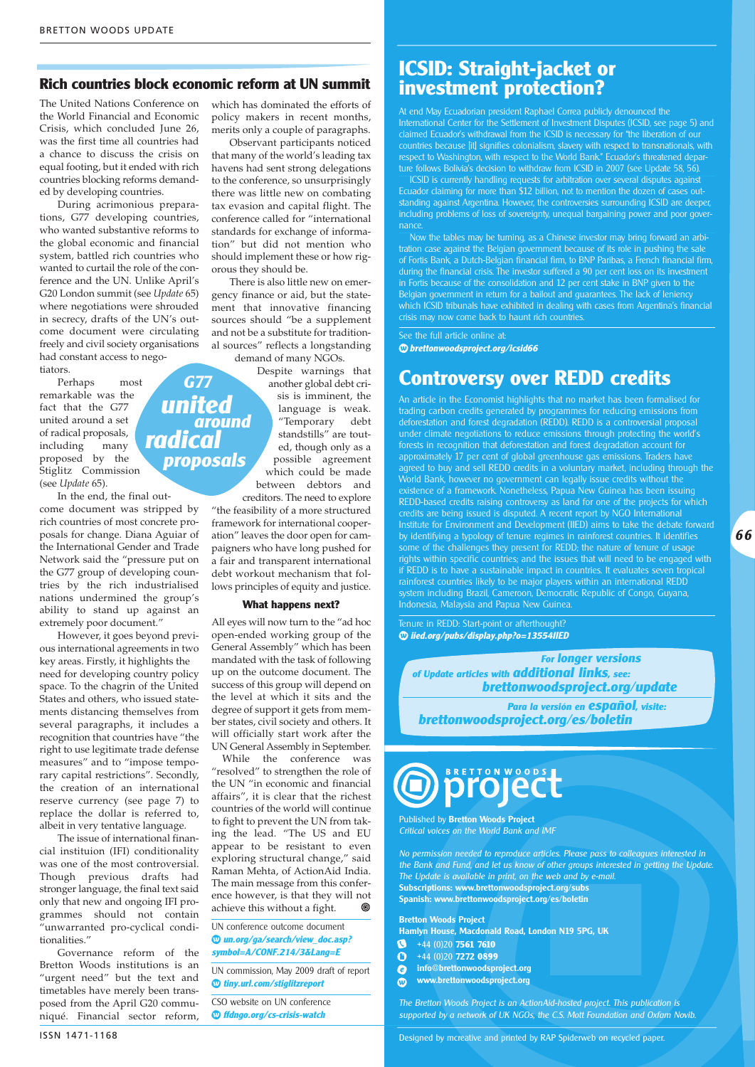## Rich countries block economic reform at UN summit

The United Nations Conference on the World Financial and Economic Crisis, which concluded June 26, was the first time all countries had a chance to discuss the crisis on equal footing, but it ended with rich countries blocking reforms demanded by developing countries.

During acrimonious preparations, G77 developing countries, who wanted substantive reforms to the global economic and financial system, battled rich countries who wanted to curtail the role of the conference and the UN. Unlike April's G20 London summit (see *Update* 65) where negotiations were shrouded in secrecy, drafts of the UN's outcome document were circulating freely and civil society organisations had constant access to negotiators.

Perhaps most remarkable was the fact that the G77 united around a set of radical proposals, including many proposed by the Stiglitz Commission (see *Update* 65).

*G77 united around radical proposals*

In the end, the final outcome document was stripped by rich countries of most concrete proposals for change. Diana Aguiar of the International Gender and Trade Network said the "pressure put on the G77 group of developing countries by the rich industrialised nations undermined the group's ability to stand up against an extremely poor document."

However, it goes beyond previous international agreements in two key areas. Firstly, it highlights the need for developing country policy space. To the chagrin of the United States and others, who issued statements distancing themselves from several paragraphs, it includes a recognition that countries have "the right to use legitimate trade defense measures" and to "impose temporary capital restrictions". Secondly, the creation of an international reserve currency (see page 7) to replace the dollar is referred to, albeit in very tentative language.

The issue of international financial institution (IFI) conditionality was one of the most controversial. Though previous drafts had stronger language, the final text said only that new and ongoing IFI programmes should not contain "unwarranted pro-cyclical conditionalities."

Governance reform of the Bretton Woods institutions is an "urgent need" but the text and timetables have merely been transposed from the April G20 communiqué. Financial sector reform, which has dominated the efforts of policy makers in recent months, merits only a couple of paragraphs.

Observant participants noticed that many of the world's leading tax havens had sent strong delegations to the conference, so unsurprisingly there was little new on combating tax evasion and capital flight. The conference called for "international standards for exchange of information" but did not mention who should implement these or how rigorous they should be.

There is also little new on emergency finance or aid, but the statement that innovative financing sources should "be a supplement and not be a substitute for traditional sources" reflects a longstanding demand of many NGOs.

Despite warnings that another global debt crisis is imminent, the language is weak. "Temporary debt standstills" are touted, though only as a possible agreement which could be made between debtors and creditors. The need to explore "the feasibility of a more structured framework for international cooperation" leaves the door open for campaigners who have long pushed for a fair and transparent international debt workout mechanism that follows principles of equity and justice.

### What happens next?

All eyes will now turn to the "ad hoc open-ended working group of the General Assembly" which has been mandated with the task of following up on the outcome document. The success of this group will depend on the level at which it sits and the degree of support it gets from member states, civil society and others. It will officially start work after the UN General Assembly in September.

While the conference was "resolved" to strengthen the role of the UN "in economic and financial affairs", it is clear that the richest countries of the world will continue to fight to prevent the UN from taking the lead. "The US and EU appear to be resistant to even exploring structural change," said Raman Mehta, of ActionAid India. The main message from this conference however, is that they will not achieve this without a fight.

UN conference outcome document
**un.org/ga/search/view_doc.asp?symbol=A/CONF.214/3&Lang=E**

UN commission, May 2009 draft of report
**tiny.url.com/stiglitzreport**

CSO website on UN conference
**ffdngo.org/cs-crisis-watch**

## ICSID: Straight-jacket or investment protection?

At end May Ecuadorian president Raphael Correa publicly denounced the International Center for the Settlement of Investment Disputes (ICSID, see page 5) and claimed Ecuador's withdrawal from the ICSID is necessary for "the liberation of our countries because [it] signifies colonialism, slavery with respect to transnationals, with respect to Washington, with respect to the World Bank." Ecuador's threatened departure follows Bolivia's decision to withdraw from ICSID in 2007 (see Update 58, 56).

ICSID is currently handling requests for arbitration over several disputes against Ecuador claiming for more than $12 billion, not to mention the dozen of cases outstanding against Argentina. However, the controversies surrounding ICSID are deeper, including problems of loss of sovereignty, unequal bargaining power and poor governance.

Now the tables may be turning, as a Chinese investor may bring forward an arbitration case against the Belgian government because of its role in pushing the sale of Fortis Bank, a Dutch-Belgian financial firm, to BNP Paribas, a French financial firm, during the financial crisis. The investor suffered a 90 per cent loss on its investment in Fortis because of the consolidation and 12 per cent stake in BNP given to the Belgian government in return for a bailout and guarantees. The lack of leniency which ICSID tribunals have exhibited in dealing with cases from Argentina's financial crisis may now come back to haunt rich countries.

See the full article online at:
**brettonwoodsproject.org/icsid66**

## Controversy over REDD credits

An article in the Economist highlights that no market has been formalised for trading carbon credits generated by programmes for reducing emissions from deforestation and forest degradation (REDD). REDD is a controversial proposal under climate negotiations to reduce emissions through protecting the world's forests in recognition that deforestation and forest degradation account for approximately 17 per cent of global greenhouse gas emissions. Traders have agreed to buy and sell REDD credits in a voluntary market, including through the World Bank, however no government can legally issue credits without the existence of a framework. Nonetheless, Papua New Guinea has been issuing REDD-based credits raising controversy as land for one of the projects for which credits are being issued is disputed. A recent report by NGO International Institute for Environment and Development (IIED) aims to take the debate forward by identifying a typology of tenure regimes in rainforest countries. It identifies some of the challenges they present for REDD; the nature of tenure of usage rights within specific countries; and the issues that will need to be engaged with if REDD is to have a sustainable impact in countries. It evaluates seven tropical rainforest countries likely to be major players within an international REDD system including Brazil, Cameroon, Democratic Republic of Congo, Guyana, Indonesia, Malaysia and Papua New Guinea.

Tenure in REDD: Start-point or afterthought?
**iied.org/pubs/display.php?o=13554IIED**

*For* ***longer versions*** *of Update articles with* ***additional links****, see:*
**brettonwoodsproject.org/update**

*Para la versión en* ***español****, visite:*
**brettonwoodsproject.org/es/boletin**

**BRETTON WOODS project**

Published by **Bretton Woods Project**
*Critical voices on the World Bank and IMF*

*No permission needed to reproduce articles. Please pass to colleagues interested in the Bank and Fund, and let us know of other groups interested in getting the Update. The Update is available in print, on the web and by e-mail.*
**Subscriptions: www.brettonwoodsproject.org/subs**
**Spanish: www.brettonwoodsproject.org/es/boletin**

**Bretton Woods Project**
**Hamlyn House, Macdonald Road, London N19 5PG, UK**
+44 (0)20 **7561 7610**
+44 (0)20 **7272 0899**
**info@brettonwoodsproject.org**
**www.brettonwoodsproject.org**

*The Bretton Woods Project is an ActionAid-hosted project. This publication is supported by a network of UK NGOs, the C.S. Mott Foundation and Oxfam Novib.*

ISSN 1471-1168

Designed by mcreative and printed by RAP Spiderweb on recycled paper.